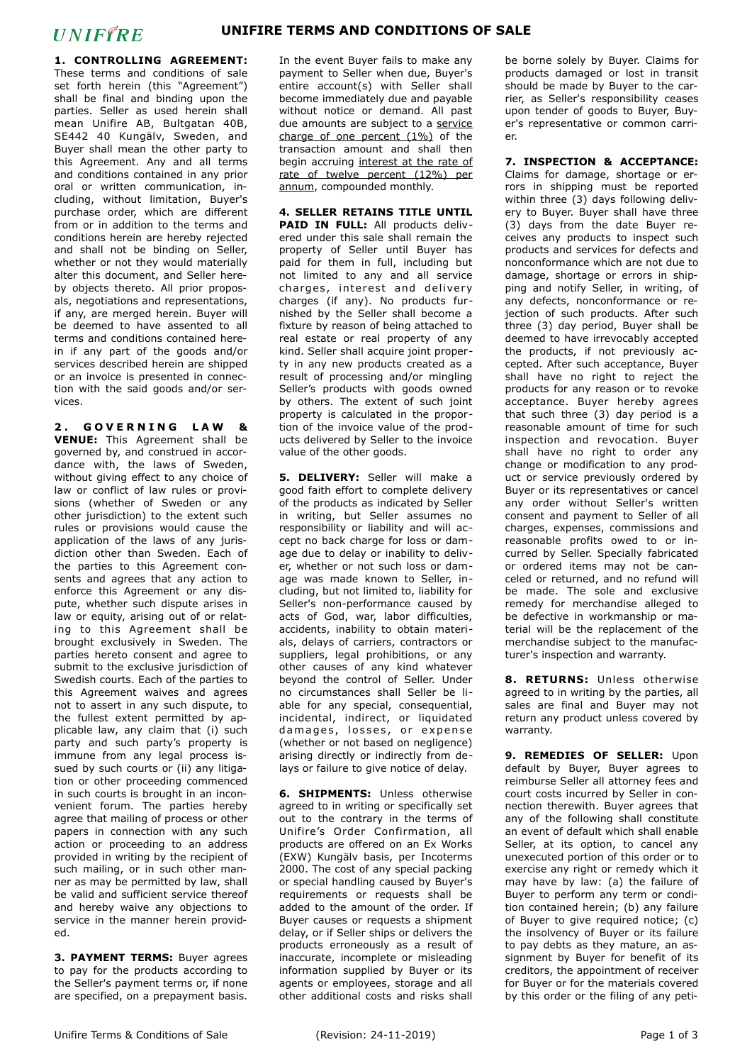# UNIFIRE TERMS AND CONDITIONS OF SALE

**1. CONTROLLING AGREEMENT:** These terms and conditions of sale set forth herein (this "Agreement") shall be final and binding upon the parties. Seller as used herein shall mean Unifire AB, Bultgatan 40B, SE442 40 Kungälv, Sweden, and Buyer shall mean the other party to this Agreement. Any and all terms and conditions contained in any prior oral or written communication, including, without limitation, Buyer's purchase order, which are different from or in addition to the terms and conditions herein are hereby rejected and shall not be binding on Seller, whether or not they would materially alter this document, and Seller hereby objects thereto. All prior proposals, negotiations and representations, if any, are merged herein. Buyer will be deemed to have assented to all terms and conditions contained herein if any part of the goods and/or services described herein are shipped or an invoice is presented in connection with the said goods and/or services.

**2. GOVERNING LAW & VENUE:** This Agreement shall be governed by, and construed in accordance with, the laws of Sweden, without giving effect to any choice of law or conflict of law rules or provisions (whether of Sweden or any other jurisdiction) to the extent such rules or provisions would cause the application of the laws of any jurisdiction other than Sweden. Each of the parties to this Agreement consents and agrees that any action to enforce this Agreement or any dispute, whether such dispute arises in law or equity, arising out of or relating to this Agreement shall be brought exclusively in Sweden. The parties hereto consent and agree to submit to the exclusive jurisdiction of Swedish courts. Each of the parties to this Agreement waives and agrees not to assert in any such dispute, to the fullest extent permitted by applicable law, any claim that (i) such party and such party's property is immune from any legal process issued by such courts or (ii) any litigation or other proceeding commenced in such courts is brought in an inconvenient forum. The parties hereby agree that mailing of process or other papers in connection with any such action or proceeding to an address provided in writing by the recipient of such mailing, or in such other manner as may be permitted by law, shall be valid and sufficient service thereof and hereby waive any objections to service in the manner herein provided.

**3. PAYMENT TERMS:** Buyer agrees to pay for the products according to the Seller's payment terms or, if none are specified, on a prepayment basis. In the event Buyer fails to make any payment to Seller when due, Buyer's entire account(s) with Seller shall become immediately due and payable without notice or demand. All past due amounts are subject to a service charge of one percent (1%) of the transaction amount and shall then begin accruing interest at the rate of twelve percent (12%) per annum, compounded monthly.

**4. SELLER RETAINS TITLE UNTIL PAID IN FULL:** All products delivered under this sale shall remain the property of Seller until Buyer has paid for them in full, including but not limited to any and all service charges, interest and delivery charges (if any). No products furnished by the Seller shall become a fixture by reason of being attached to real estate or real property of any kind. Seller shall acquire joint property in any new products created as a result of processing and/or mingling Seller's products with goods owned by others. The extent of such joint property is calculated in the proportion of the invoice value of the products delivered by Seller to the invoice value of the other goods.

**5. DELIVERY:** Seller will make a good faith effort to complete delivery of the products as indicated by Seller in writing, but Seller assumes no responsibility or liability and will accept no back charge for loss or damage due to delay or inability to deliver, whether or not such loss or damage was made known to Seller, including, but not limited to, liability for Seller's non-performance caused by acts of God, war, labor difficulties, accidents, inability to obtain materials, delays of carriers, contractors or suppliers, legal prohibitions, or any other causes of any kind whatever beyond the control of Seller. Under no circumstances shall Seller be liable for any special, consequential, incidental, indirect, or liquidated damages, losses, or expense (whether or not based on negligence) arising directly or indirectly from delays or failure to give notice of delay.

**6. SHIPMENTS:** Unless otherwise agreed to in writing or specifically set out to the contrary in the terms of Unifire's Order Confirmation, all products are offered on an Ex Works (EXW) Kungälv basis, per Incoterms 2000. The cost of any special packing or special handling caused by Buyer's requirements or requests shall be added to the amount of the order. If Buyer causes or requests a shipment delay, or if Seller ships or delivers the products erroneously as a result of inaccurate, incomplete or misleading information supplied by Buyer or its agents or employees, storage and all other additional costs and risks shall be borne solely by Buyer. Claims for products damaged or lost in transit should be made by Buyer to the carrier, as Seller's responsibility ceases upon tender of goods to Buyer, Buyer's representative or common carrier.

**7. INSPECTION & ACCEPTANCE:** Claims for damage, shortage or errors in shipping must be reported within three (3) days following delivery to Buyer. Buyer shall have three (3) days from the date Buyer receives any products to inspect such products and services for defects and nonconformance which are not due to damage, shortage or errors in shipping and notify Seller, in writing, of any defects, nonconformance or rejection of such products. After such three (3) day period, Buyer shall be deemed to have irrevocably accepted the products, if not previously accepted. After such acceptance, Buyer shall have no right to reject the products for any reason or to revoke acceptance. Buyer hereby agrees that such three (3) day period is a reasonable amount of time for such inspection and revocation. Buyer shall have no right to order any change or modification to any product or service previously ordered by Buyer or its representatives or cancel any order without Seller's written consent and payment to Seller of all charges, expenses, commissions and reasonable profits owed to or incurred by Seller. Specially fabricated or ordered items may not be canceled or returned, and no refund will be made. The sole and exclusive remedy for merchandise alleged to be defective in workmanship or material will be the replacement of the merchandise subject to the manufacturer's inspection and warranty.

**8. RETURNS:** Unless otherwise agreed to in writing by the parties, all sales are final and Buyer may not return any product unless covered by warranty.

**9. REMEDIES OF SELLER:** Upon default by Buyer, Buyer agrees to reimburse Seller all attorney fees and court costs incurred by Seller in connection therewith. Buyer agrees that any of the following shall constitute an event of default which shall enable Seller, at its option, to cancel any unexecuted portion of this order or to exercise any right or remedy which it may have by law: (a) the failure of Buyer to perform any term or condition contained herein; (b) any failure of Buyer to give required notice; (c) the insolvency of Buyer or its failure to pay debts as they mature, an assignment by Buyer for benefit of its creditors, the appointment of receiver for Buyer or for the materials covered by this order or the filing of any peti-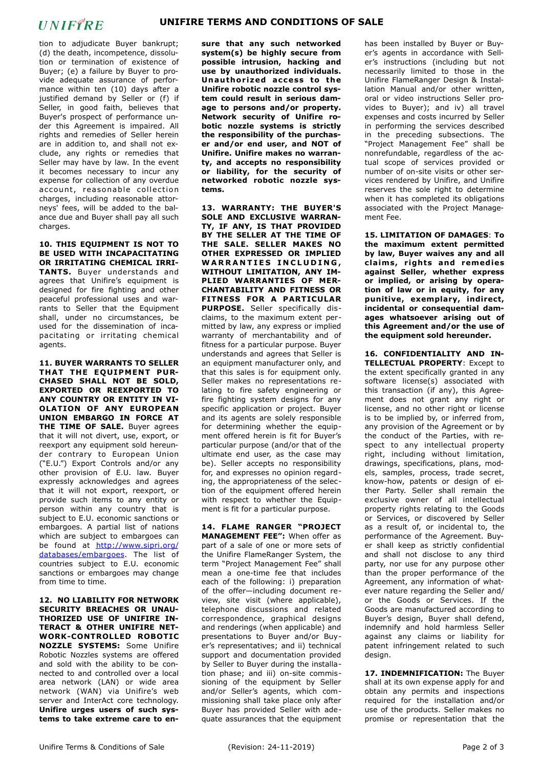tion to adjudicate Buyer bankrupt; (d) the death, incompetence, dissolution or termination of existence of Buyer; (e) a failure by Buyer to provide adequate assurance of performance within ten (10) days after a justified demand by Seller or (f) if Seller, in good faith, believes that Buyer's prospect of performance under this Agreement is impaired. All rights and remedies of Seller herein are in addition to, and shall not exclude, any rights or remedies that Seller may have by law. In the event it becomes necessary to incur any expense for collection of any overdue account, reasonable collection charges, including reasonable attorneys' fees, will be added to the balance due and Buyer shall pay all such charges.

**10. THIS EQUIPMENT IS NOT TO BE USED WITH INCAPACITATING OR IRRITATING CHEMICAL IRRITANTS.** Buyer understands and agrees that Unifire's equipment is designed for fire fighting and other peaceful professional uses and warrants to Seller that the Equipment shall, under no circumstances, be used for the dissemination of incapacitating or irritating chemical agents.

**11. BUYER WARRANTS TO SELLER THAT THE EQUIPMENT PURCHASED SHALL NOT BE SOLD, EXPORTED OR REEXPORTED TO ANY COUNTRY OR ENTITY IN VIOLATION OF ANY EUROPEAN UNION EMBARGO IN FORCE AT THE TIME OF SALE.** Buyer agrees that it will not divert, use, export, or reexport any equipment sold hereunder contrary to European Union ("E.U.") Export Controls and/or any other provision of E.U. law. Buyer expressly acknowledges and agrees that it will not export, reexport, or provide such items to any entity or person within any country that is subject to E.U. economic sanctions or embargoes. A partial list of nations which are subject to embargoes can be found at http://www.sipri.org/databases/embargoes. The list of countries subject to E.U. economic sanctions or embargoes may change from time to time.

**12. NO LIABILITY FOR NETWORK SECURITY BREACHES OR UNAUTHORIZED USE OF UNIFIRE INTERACT & OTHER UNIFIRE NETWORK-CONTROLLED ROBOTIC NOZZLE SYSTEMS:** Some Unifire Robotic Nozzles systems are offered and sold with the ability to be connected to and controlled over a local area network (LAN) or wide area network (WAN) via Unifire's web server and InterAct core technology. **Unifire urges users of such systems to take extreme care to ensure that any such networked system(s) be highly secure from possible intrusion, hacking and use by unauthorized individuals. Unauthorized access to the Unifire robotic nozzle control system could result in serious damage to persons and/or property. Network security of Unifire robotic nozzle systems is strictly the responsibility of the purchaser and/or end user, and NOT of Unifire. Unifire makes no warranty, and accepts no responsibility or liability, for the security of networked robotic nozzle systems.**

**13. WARRANTY: THE BUYER'S SOLE AND EXCLUSIVE WARRANTY, IF ANY, IS THAT PROVIDED BY THE SELLER AT THE TIME OF THE SALE. SELLER MAKES NO OTHER EXPRESSED OR IMPLIED WARRANTIES INCLUDING, WITHOUT LIMITATION, ANY IMPLIED WARRANTIES OF MERCHANTABILITY AND FITNESS OR FITNESS FOR A PARTICULAR PURPOSE.** Seller specifically disclaims, to the maximum extent permitted by law, any express or implied warranty of merchantability and of fitness for a particular purpose. Buyer understands and agrees that Seller is an equipment manufacturer only, and that this sales is for equipment only. Seller makes no representations relating to fire safety engineering or fire fighting system designs for any specific application or project. Buyer and its agents are solely responsible for determining whether the equipment offered herein is fit for Buyer's particular purpose (and/or that of the ultimate end user, as the case may be). Seller accepts no responsibility for, and expresses no opinion regarding, the appropriateness of the selection of the equipment offered herein with respect to whether the Equipment is fit for a particular purpose.

**14. FLAME RANGER "PROJECT MANAGEMENT FEE":** When offer as part of a sale of one or more sets of the Unifire FlameRanger System, the term "Project Management Fee" shall mean a one-time fee that includes each of the following: i) preparation of the offer—including document review, site visit (where applicable), telephone discussions and related correspondence, graphical designs and renderings (when applicable) and presentations to Buyer and/or Buyer's representatives; and ii) technical support and documentation provided by Seller to Buyer during the installation phase; and iii) on-site commissioning of the equipment by Seller and/or Seller's agents, which commissioning shall take place only after Buyer has provided Seller with adequate assurances that the equipment has been installed by Buyer or Buyer's agents in accordance with Seller's instructions (including but not necessarily limited to those in the Unifire FlameRanger Design & Installation Manual and/or other written, oral or video instructions Seller provides to Buyer); and iv) all travel expenses and costs incurred by Seller in performing the services described in the preceding subsections. The "Project Management Fee" shall be nonrefundable, regardless of the actual scope of services provided or number of on-site visits or other services rendered by Unifire, and Unifire reserves the sole right to determine when it has completed its obligations associated with the Project Management Fee.

**15. LIMITATION OF DAMAGES**: **To the maximum extent permitted by law, Buyer waives any and all claims, rights and remedies against Seller, whether express or implied, or arising by operation of law or in equity, for any punitive, exemplary, indirect, incidental or consequential damages whatsoever arising out of this Agreement and/or the use of the equipment sold hereunder.**

**16. CONFIDENTIALITY AND INTELLECTUAL PROPERTY**: Except to the extent specifically granted in any software license(s) associated with this transaction (if any), this Agreement does not grant any right or license, and no other right or license is to be implied by, or inferred from, any provision of the Agreement or by the conduct of the Parties, with respect to any intellectual property right, including without limitation, drawings, specifications, plans, models, samples, process, trade secret, know-how, patents or design of either Party. Seller shall remain the exclusive owner of all intellectual property rights relating to the Goods or Services, or discovered by Seller as a result of, or incidental to, the performance of the Agreement. Buyer shall keep as strictly confidential and shall not disclose to any third party, nor use for any purpose other than the proper performance of the Agreement, any information of whatever nature regarding the Seller and/or the Goods or Services. If the Goods are manufactured according to Buyer's design, Buyer shall defend, indemnify and hold harmless Seller against any claims or liability for patent infringement related to such design.

**17. INDEMNIFICATION:** The Buyer shall at its own expense apply for and obtain any permits and inspections required for the installation and/or use of the products. Seller makes no promise or representation that the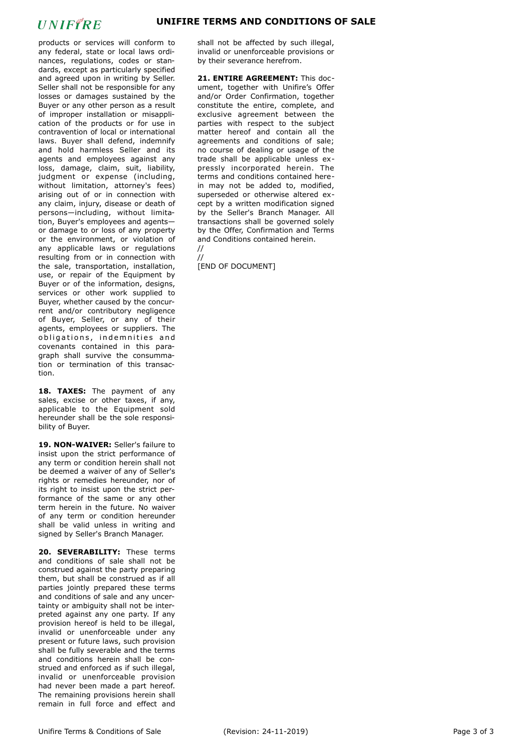products or services will conform to any federal, state or local laws ordinances, regulations, codes or standards, except as particularly specified and agreed upon in writing by Seller. Seller shall not be responsible for any losses or damages sustained by the Buyer or any other person as a result of improper installation or misapplication of the products or for use in contravention of local or international laws. Buyer shall defend, indemnify and hold harmless Seller and its agents and employees against any loss, damage, claim, suit, liability, judgment or expense (including, without limitation, attorney's fees) arising out of or in connection with any claim, injury, disease or death of persons—including, without limitation, Buyer's employees and agents—or damage to or loss of any property or the environment, or violation of any applicable laws or regulations resulting from or in connection with the sale, transportation, installation, use, or repair of the Equipment by Buyer or of the information, designs, services or other work supplied to Buyer, whether caused by the concurrent and/or contributory negligence of Buyer, Seller, or any of their agents, employees or suppliers. The obligations, indemnities and covenants contained in this paragraph shall survive the consummation or termination of this transaction.

**18. TAXES:** The payment of any sales, excise or other taxes, if any, applicable to the Equipment sold hereunder shall be the sole responsibility of Buyer.

**19. NON-WAIVER:** Seller's failure to insist upon the strict performance of any term or condition herein shall not be deemed a waiver of any of Seller's rights or remedies hereunder, nor of its right to insist upon the strict performance of the same or any other term herein in the future. No waiver of any term or condition hereunder shall be valid unless in writing and signed by Seller's Branch Manager.

**20. SEVERABILITY:** These terms and conditions of sale shall not be construed against the party preparing them, but shall be construed as if all parties jointly prepared these terms and conditions of sale and any uncertainty or ambiguity shall not be interpreted against any one party. If any provision hereof is held to be illegal, invalid or unenforceable under any present or future laws, such provision shall be fully severable and the terms and conditions herein shall be construed and enforced as if such illegal, invalid or unenforceable provision had never been made a part hereof. The remaining provisions herein shall remain in full force and effect and shall not be affected by such illegal, invalid or unenforceable provisions or by their severance herefrom.

**21. ENTIRE AGREEMENT:** This document, together with Unifire's Offer and/or Order Confirmation, together constitute the entire, complete, and exclusive agreement between the parties with respect to the subject matter hereof and contain all the agreements and conditions of sale; no course of dealing or usage of the trade shall be applicable unless expressly incorporated herein. The terms and conditions contained herein may not be added to, modified, superseded or otherwise altered except by a written modification signed by the Seller's Branch Manager. All transactions shall be governed solely by the Offer, Confirmation and Terms and Conditions contained herein.

//

//

[END OF DOCUMENT]